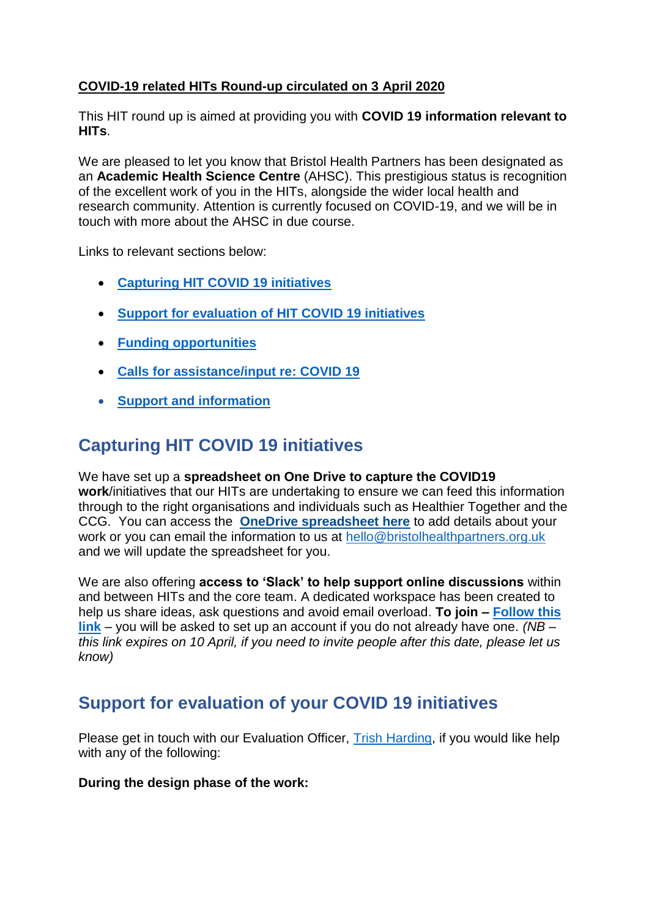**<u>COVID-19 related HITs Round-up circulated on 3 April 2020</u>**

This HIT round up is aimed at providing you with **COVID 19 information relevant to HITs**.

We are pleased to let you know that Bristol Health Partners has been designated as an **Academic Health Science Centre** (AHSC). This prestigious status is recognition of the excellent work of you in the HITs, alongside the wider local health and research community. Attention is currently focused on COVID-19, and we will be in touch with more about the AHSC in due course.

Links to relevant sections below:

- **Capturing HIT COVID 19 initiatives**
- **Support for evaluation of HIT COVID 19 initiatives**
- **Funding opportunities**
- **Calls for assistance/input re: COVID 19**
- **Support and information**

## Capturing HIT COVID 19 initiatives

We have set up a **spreadsheet on One Drive to capture the COVID19 work**/initiatives that our HITs are undertaking to ensure we can feed this information through to the right organisations and individuals such as Healthier Together and the CCG. You can access the **OneDrive spreadsheet here** to add details about your work or you can email the information to us at hello@bristolhealthpartners.org.uk and we will update the spreadsheet for you.

We are also offering **access to 'Slack' to help support online discussions** within and between HITs and the core team. A dedicated workspace has been created to help us share ideas, ask questions and avoid email overload. **To join – Follow this link** – you will be asked to set up an account if you do not already have one. *(NB – this link expires on 10 April, if you need to invite people after this date, please let us know)*

## Support for evaluation of your COVID 19 initiatives

Please get in touch with our Evaluation Officer, Trish Harding, if you would like help with any of the following:

**During the design phase of the work:**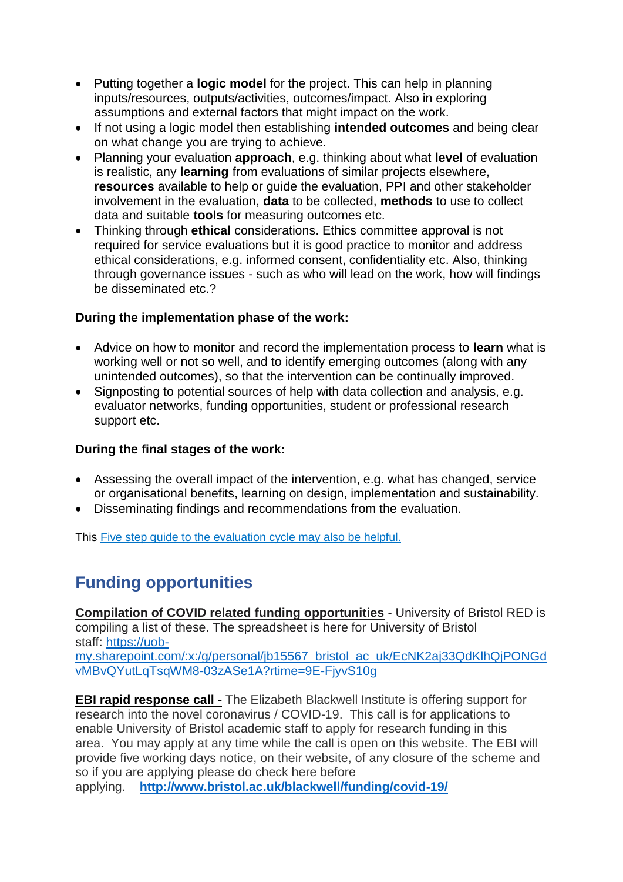- Putting together a **logic model** for the project. This can help in planning inputs/resources, outputs/activities, outcomes/impact. Also in exploring assumptions and external factors that might impact on the work.
- If not using a logic model then establishing **intended outcomes** and being clear on what change you are trying to achieve.
- Planning your evaluation **approach**, e.g. thinking about what **level** of evaluation is realistic, any **learning** from evaluations of similar projects elsewhere, **resources** available to help or guide the evaluation, PPI and other stakeholder involvement in the evaluation, **data** to be collected, **methods** to use to collect data and suitable **tools** for measuring outcomes etc.
- Thinking through **ethical** considerations. Ethics committee approval is not required for service evaluations but it is good practice to monitor and address ethical considerations, e.g. informed consent, confidentiality etc. Also, thinking through governance issues - such as who will lead on the work, how will findings be disseminated etc.?

**During the implementation phase of the work:**

- Advice on how to monitor and record the implementation process to **learn** what is working well or not so well, and to identify emerging outcomes (along with any unintended outcomes), so that the intervention can be continually improved.
- Signposting to potential sources of help with data collection and analysis, e.g. evaluator networks, funding opportunities, student or professional research support etc.

**During the final stages of the work:**

- Assessing the overall impact of the intervention, e.g. what has changed, service or organisational benefits, learning on design, implementation and sustainability.
- Disseminating findings and recommendations from the evaluation.

This Five step guide to the evaluation cycle may also be helpful.

## Funding opportunities

**Compilation of COVID related funding opportunities** - University of Bristol RED is compiling a list of these. The spreadsheet is here for University of Bristol staff: https://uob-my.sharepoint.com/:x:/g/personal/jb15567_bristol_ac_uk/EcNK2aj33QdKlhQjPONGdvMBvQYutLqTsqWM8-03zASe1A?rtime=9E-FjyvS10g

**EBI rapid response call -** The Elizabeth Blackwell Institute is offering support for research into the novel coronavirus / COVID-19. This call is for applications to enable University of Bristol academic staff to apply for research funding in this area. You may apply at any time while the call is open on this website. The EBI will provide five working days notice, on their website, of any closure of the scheme and so if you are applying please do check here before applying. **http://www.bristol.ac.uk/blackwell/funding/covid-19/**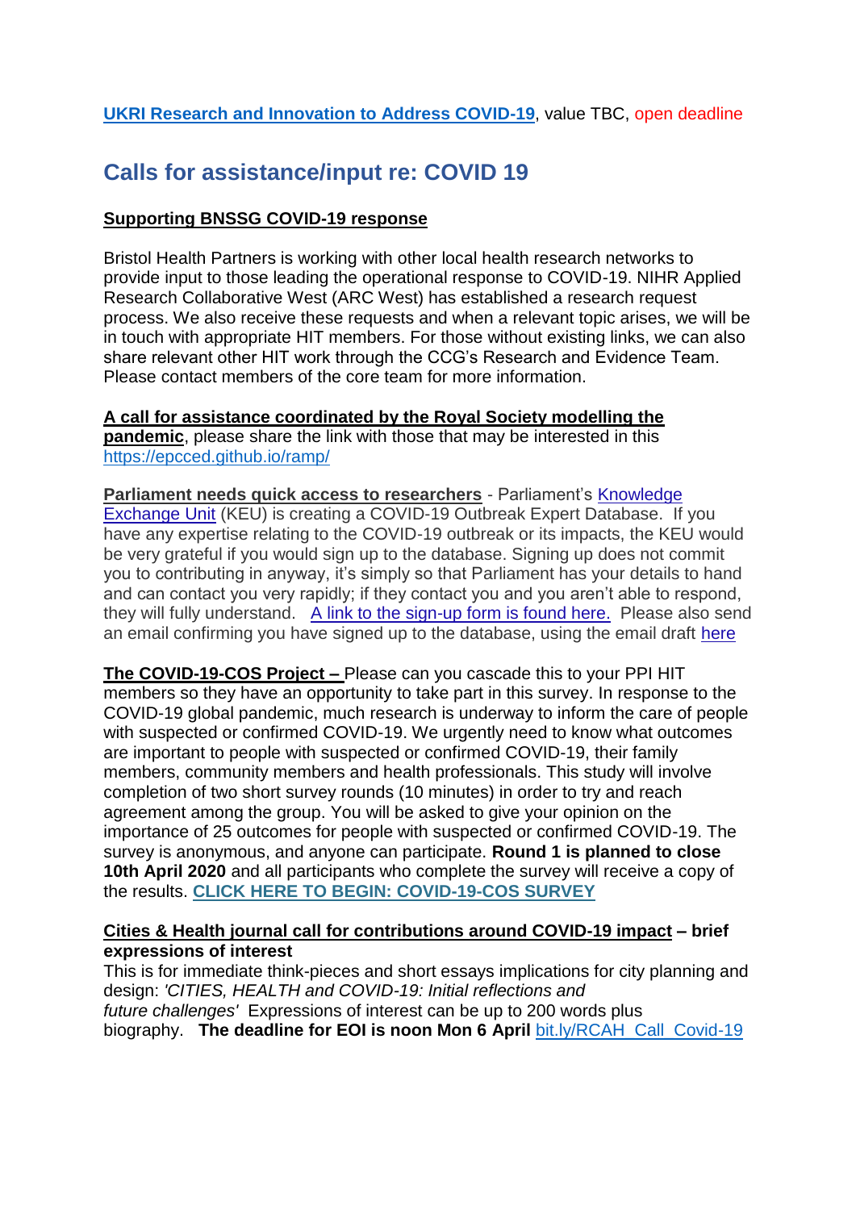**UKRI Research and Innovation to Address COVID-19**, value TBC, open deadline

## Calls for assistance/input re: COVID 19

**Supporting BNSSG COVID-19 response**

Bristol Health Partners is working with other local health research networks to provide input to those leading the operational response to COVID-19. NIHR Applied Research Collaborative West (ARC West) has established a research request process. We also receive these requests and when a relevant topic arises, we will be in touch with appropriate HIT members. For those without existing links, we can also share relevant other HIT work through the CCG's Research and Evidence Team. Please contact members of the core team for more information.

**A call for assistance coordinated by the Royal Society modelling the pandemic**, please share the link with those that may be interested in this https://epcced.github.io/ramp/

**Parliament needs quick access to researchers** - Parliament's Knowledge Exchange Unit (KEU) is creating a COVID-19 Outbreak Expert Database. If you have any expertise relating to the COVID-19 outbreak or its impacts, the KEU would be very grateful if you would sign up to the database. Signing up does not commit you to contributing in anyway, it's simply so that Parliament has your details to hand and can contact you very rapidly; if they contact you and you aren't able to respond, they will fully understand. A link to the sign-up form is found here. Please also send an email confirming you have signed up to the database, using the email draft here

**The COVID-19-COS Project –** Please can you cascade this to your PPI HIT members so they have an opportunity to take part in this survey. In response to the COVID-19 global pandemic, much research is underway to inform the care of people with suspected or confirmed COVID-19. We urgently need to know what outcomes are important to people with suspected or confirmed COVID-19, their family members, community members and health professionals. This study will involve completion of two short survey rounds (10 minutes) in order to try and reach agreement among the group. You will be asked to give your opinion on the importance of 25 outcomes for people with suspected or confirmed COVID-19. The survey is anonymous, and anyone can participate. **Round 1 is planned to close 10th April 2020** and all participants who complete the survey will receive a copy of the results. **CLICK HERE TO BEGIN: COVID-19-COS SURVEY**

**Cities & Health journal call for contributions around COVID-19 impact – brief expressions of interest**
This is for immediate think-pieces and short essays implications for city planning and design: *'CITIES, HEALTH and COVID-19: Initial reflections and future challenges'* Expressions of interest can be up to 200 words plus biography. **The deadline for EOI is noon Mon 6 April** bit.ly/RCAH_Call_Covid-19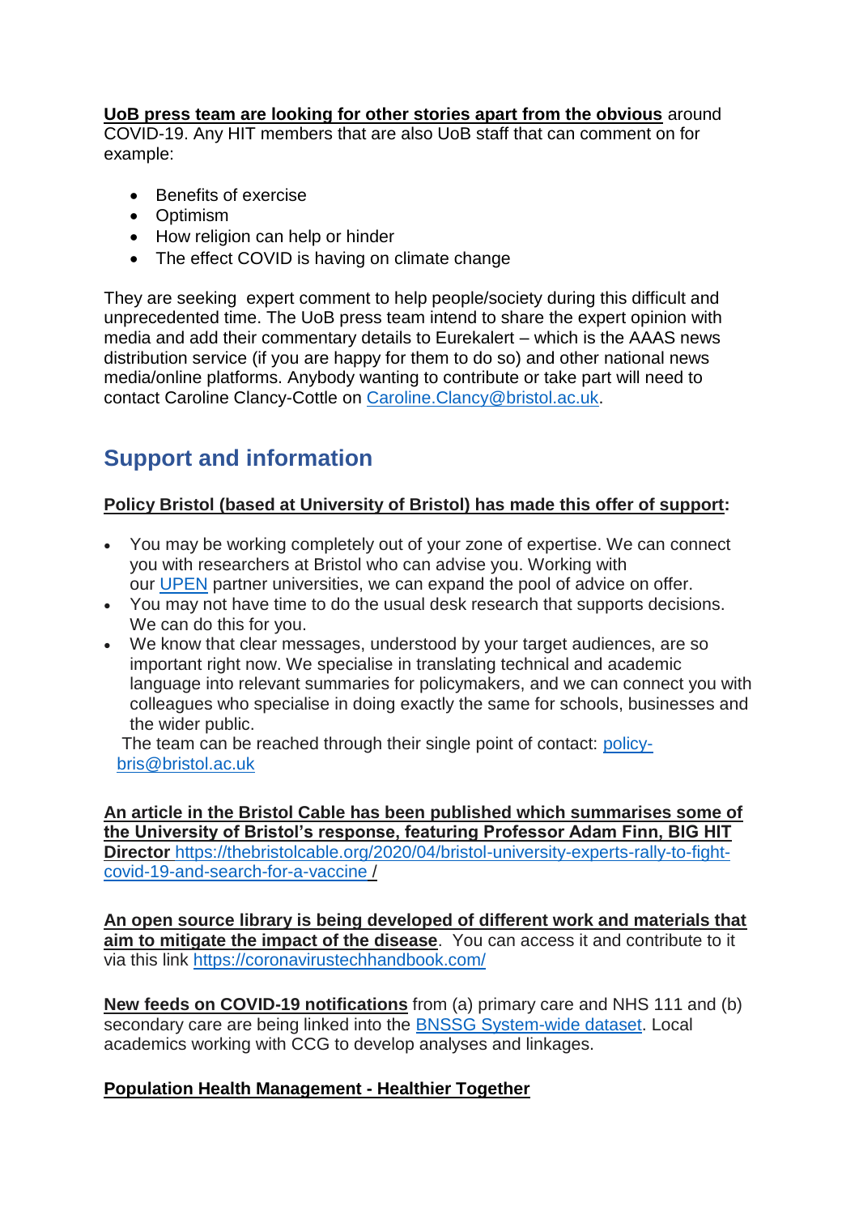**UoB press team are looking for other stories apart from the obvious** around COVID-19. Any HIT members that are also UoB staff that can comment on for example:

- Benefits of exercise
- Optimism
- How religion can help or hinder
- The effect COVID is having on climate change

They are seeking expert comment to help people/society during this difficult and unprecedented time. The UoB press team intend to share the expert opinion with media and add their commentary details to Eurekalert – which is the AAAS news distribution service (if you are happy for them to do so) and other national news media/online platforms. Anybody wanting to contribute or take part will need to contact Caroline Clancy-Cottle on Caroline.Clancy@bristol.ac.uk.

## Support and information

**Policy Bristol (based at University of Bristol) has made this offer of support:**

- You may be working completely out of your zone of expertise. We can connect you with researchers at Bristol who can advise you. Working with our UPEN partner universities, we can expand the pool of advice on offer.
- You may not have time to do the usual desk research that supports decisions. We can do this for you.
- We know that clear messages, understood by your target audiences, are so important right now. We specialise in translating technical and academic language into relevant summaries for policymakers, and we can connect you with colleagues who specialise in doing exactly the same for schools, businesses and the wider public.

The team can be reached through their single point of contact: policy-bris@bristol.ac.uk

**An article in the Bristol Cable has been published which summarises some of the University of Bristol's response, featuring Professor Adam Finn, BIG HIT Director** https://thebristolcable.org/2020/04/bristol-university-experts-rally-to-fight-covid-19-and-search-for-a-vaccine /

**An open source library is being developed of different work and materials that aim to mitigate the impact of the disease**. You can access it and contribute to it via this link https://coronavirustechhandbook.com/

**New feeds on COVID-19 notifications** from (a) primary care and NHS 111 and (b) secondary care are being linked into the BNSSG System-wide dataset. Local academics working with CCG to develop analyses and linkages.

**Population Health Management - Healthier Together**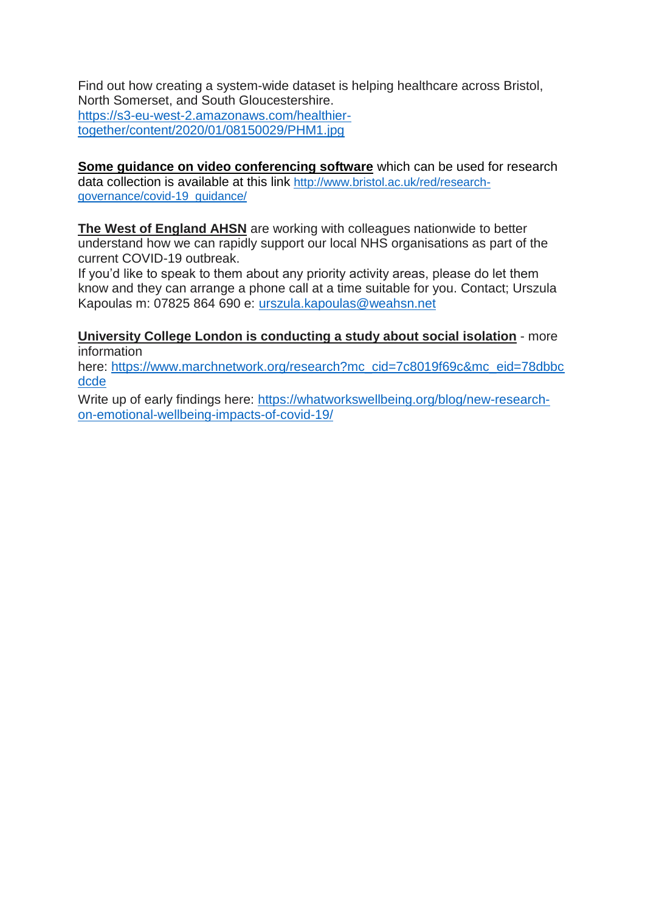Find out how creating a system-wide dataset is helping healthcare across Bristol, North Somerset, and South Gloucestershire.
https://s3-eu-west-2.amazonaws.com/healthier-together/content/2020/01/08150029/PHM1.jpg

**Some guidance on video conferencing software** which can be used for research data collection is available at this link http://www.bristol.ac.uk/red/research-governance/covid-19_guidance/

**The West of England AHSN** are working with colleagues nationwide to better understand how we can rapidly support our local NHS organisations as part of the current COVID-19 outbreak.
If you'd like to speak to them about any priority activity areas, please do let them know and they can arrange a phone call at a time suitable for you. Contact; Urszula Kapoulas m: 07825 864 690 e: urszula.kapoulas@weahsn.net

**University College London is conducting a study about social isolation** - more information here: https://www.marchnetwork.org/research?mc_cid=7c8019f69c&mc_eid=78dbbcdcde

Write up of early findings here: https://whatworkswellbeing.org/blog/new-research-on-emotional-wellbeing-impacts-of-covid-19/